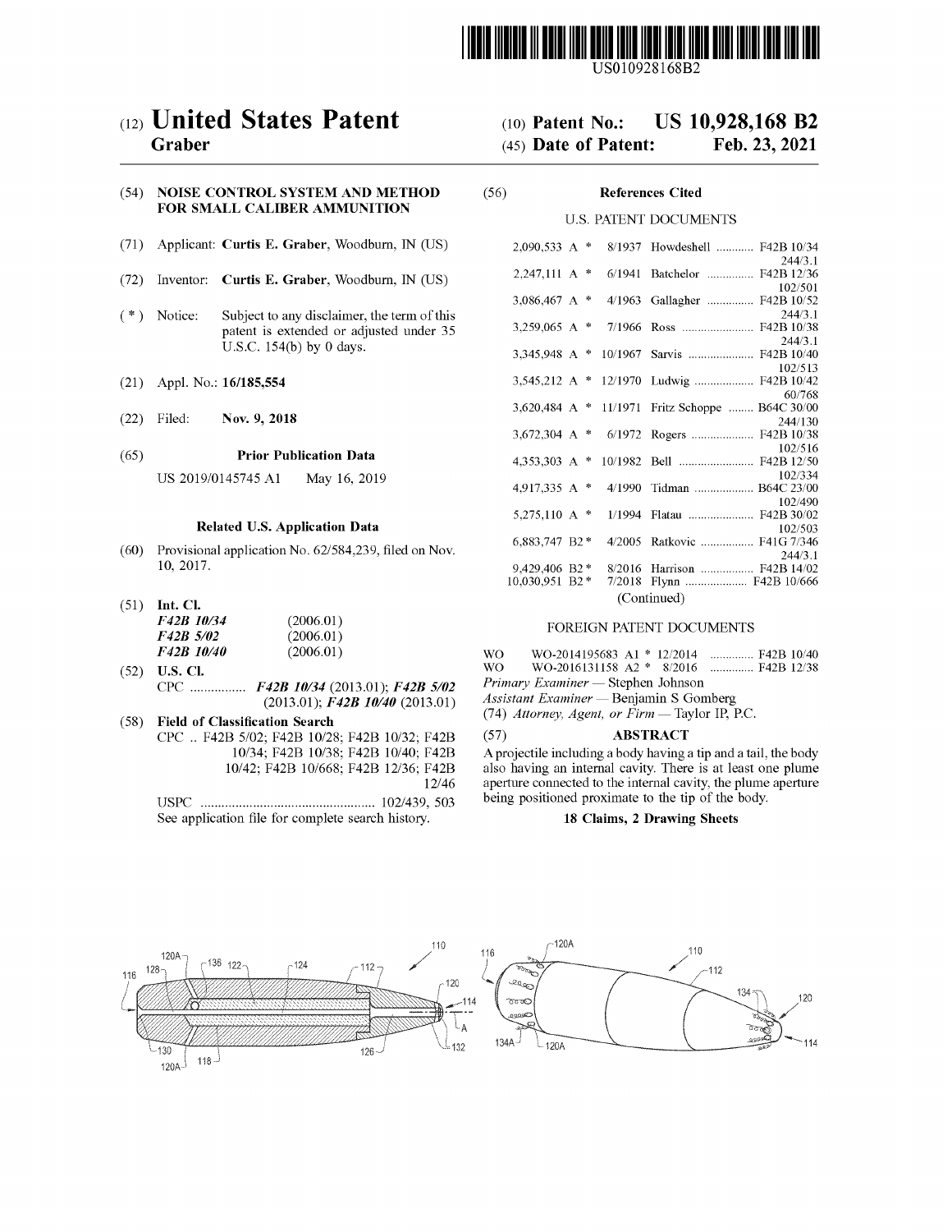US010928168B2

# (12) United States Patent
**Graber**

**(10) Patent No.: US 10,928,168 B2**

**(45) Date of Patent: Feb. 23, 2021**

## (54) NOISE CONTROL SYSTEM AND METHOD FOR SMALL CALIBER AMMUNITION

(71) Applicant: **Curtis E. Graber**, Woodburn, IN (US)

(72) Inventor: **Curtis E. Graber**, Woodburn, IN (US)

(*) Notice: Subject to any disclaimer, the term of this patent is extended or adjusted under 35 U.S.C. 154(b) by 0 days.

(21) Appl. No.: **16/185,554**

(22) Filed: **Nov. 9, 2018**

(65) **Prior Publication Data**

US 2019/0145745 A1 May 16, 2019

**Related U.S. Application Data**

(60) Provisional application No. 62/584,239, filed on Nov. 10, 2017.

(51) **Int. Cl.**

*F42B 10/34* (2006.01)
*F42B 5/02* (2006.01)
*F42B 10/40* (2006.01)

(52) **U.S. Cl.**

CPC ................ ***F42B 10/34*** (2013.01); ***F42B 5/02*** (2013.01); ***F42B 10/40*** (2013.01)

(58) **Field of Classification Search**

CPC .. F42B 5/02; F42B 10/28; F42B 10/32; F42B 10/34; F42B 10/38; F42B 10/40; F42B 10/42; F42B 10/668; F42B 12/36; F42B 12/46

USPC .................................................. 102/439, 503

See application file for complete search history.

(56) **References Cited**

U.S. PATENT DOCUMENTS

| | | | | |
|---|---|---|---|---|
| 2,090,533 A * | 8/1937 | Howdeshell | F42B 10/34 | 244/3.1 |
| 2,247,111 A * | 6/1941 | Batchelor | F42B 12/36 | 102/501 |
| 3,086,467 A * | 4/1963 | Gallagher | F42B 10/52 | 244/3.1 |
| 3,259,065 A * | 7/1966 | Ross | F42B 10/38 | 244/3.1 |
| 3,345,948 A * | 10/1967 | Sarvis | F42B 10/40 | 102/513 |
| 3,545,212 A * | 12/1970 | Ludwig | F42B 10/42 | 60/768 |
| 3,620,484 A * | 11/1971 | Fritz Schoppe | B64C 30/00 | 244/130 |
| 3,672,304 A * | 6/1972 | Rogers | F42B 10/38 | 102/516 |
| 4,353,303 A * | 10/1982 | Bell | F42B 12/50 | 102/334 |
| 4,917,335 A * | 4/1990 | Tidman | B64C 23/00 | 102/490 |
| 5,275,110 A * | 1/1994 | Flatau | F42B 30/02 | 102/503 |
| 6,883,747 B2 * | 4/2005 | Ratkovic | F41G 7/346 | 244/3.1 |
| 9,429,406 B2 * | 8/2016 | Harrison | F42B 14/02 | |
| 10,030,951 B2 * | 7/2018 | Flynn | F42B 10/666 | |

(Continued)

FOREIGN PATENT DOCUMENTS

| | | | | |
|---|---|---|---|---|
| WO | WO-2014195683 A1 * | 12/2014 | | F42B 10/40 |
| WO | WO-2016131158 A2 * | 8/2016 | | F42B 12/38 |

*Primary Examiner* — Stephen Johnson

*Assistant Examiner* — Benjamin S Gomberg

(74) *Attorney, Agent, or Firm* — Taylor IP, P.C.

(57) **ABSTRACT**

A projectile including a body having a tip and a tail, the body also having an internal cavity. There is at least one plume aperture connected to the internal cavity, the plume aperture being positioned proximate to the tip of the body.

**18 Claims, 2 Drawing Sheets**

110 120A 116 128 136 122 124 112 120 114 A 130 118 126 132 120A

120A 110 116 112 134 120 114 134A 120A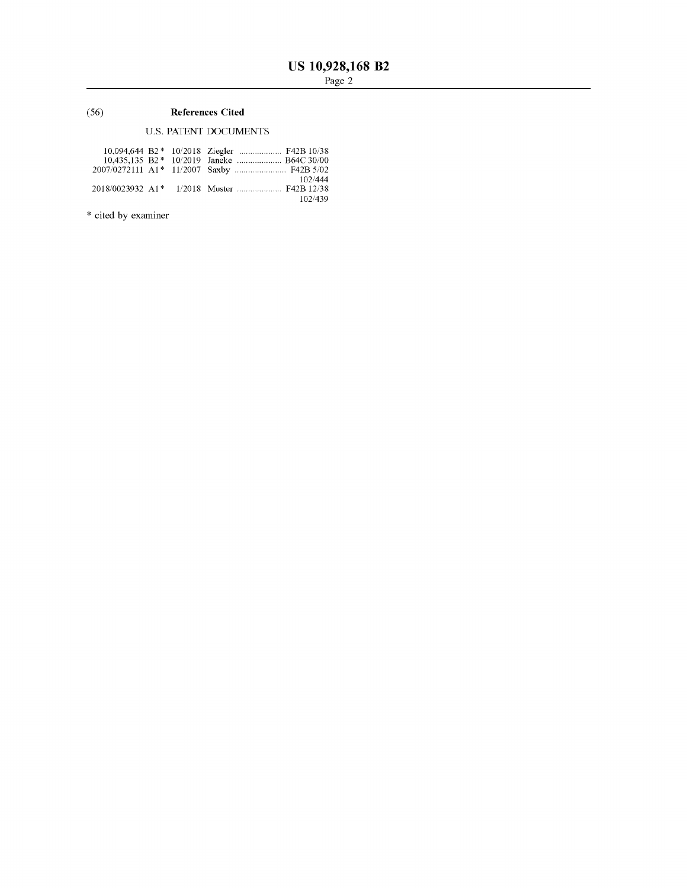(56) **References Cited**

U.S. PATENT DOCUMENTS

| | | | | |
|---|---|---|---|---|
| 10,094,644 B2 * | 10/2018 | Ziegler | .................... | F42B 10/38 |
| 10,435,135 B2 * | 10/2019 | Janeke | .................... | B64C 30/00 |
| 2007/0272111 A1 * | 11/2007 | Saxby | .................... | F42B 5/02 102/444 |
| 2018/0023932 A1 * | 1/2018 | Muster | .................... | F42B 12/38 102/439 |

* cited by examiner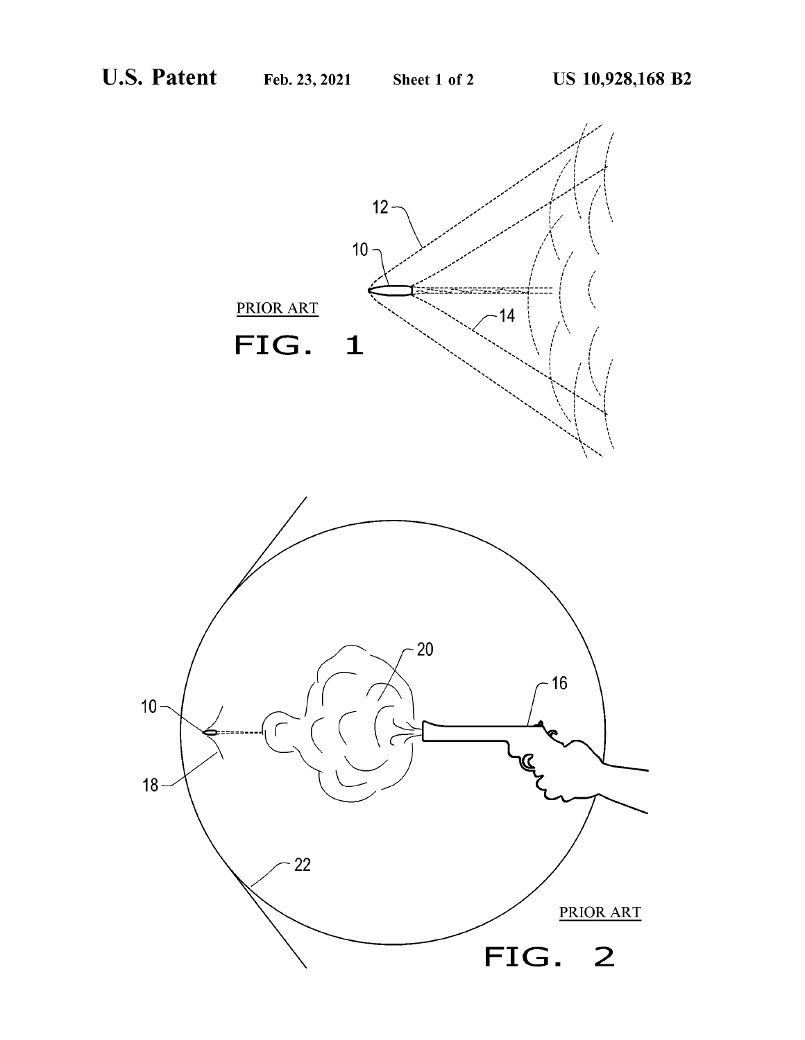12

10

PRIOR ART

FIG. 1

14

20

16

10

18

22

PRIOR ART

FIG. 2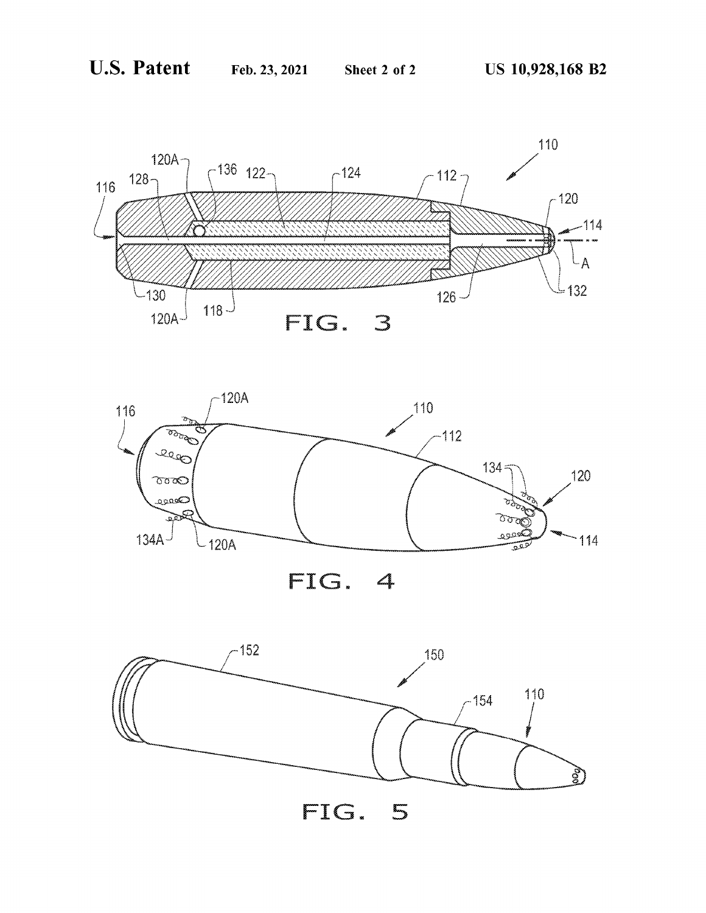FIG. 3

FIG. 4

FIG. 5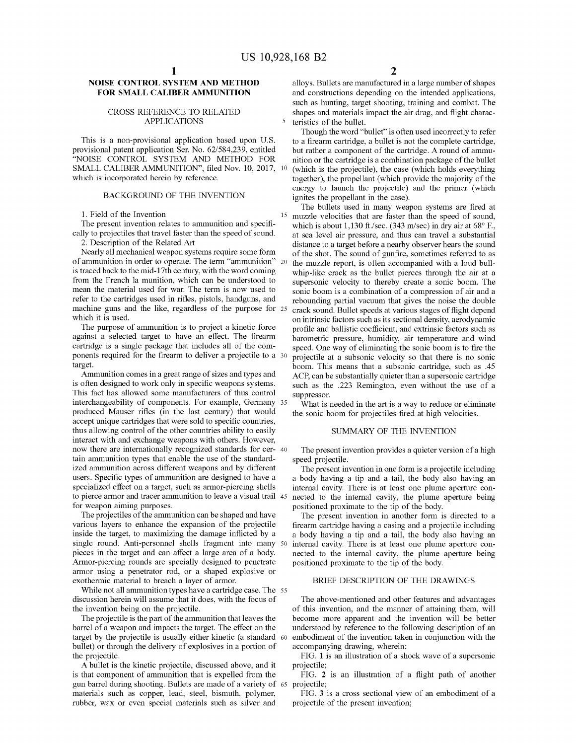# NOISE CONTROL SYSTEM AND METHOD FOR SMALL CALIBER AMMUNITION

## CROSS REFERENCE TO RELATED APPLICATIONS

This is a non-provisional application based upon U.S. provisional patent application Ser. No. 62/584,239, entitled "NOISE CONTROL SYSTEM AND METHOD FOR SMALL CALIBER AMMUNITION", filed Nov. 10, 2017, which is incorporated herein by reference.

## BACKGROUND OF THE INVENTION

1. Field of the Invention

The present invention relates to ammunition and specifically to projectiles that travel faster than the speed of sound.

2. Description of the Related Art

Nearly all mechanical weapon systems require some form of ammunition in order to operate. The term "ammunition" is traced back to the mid-17th century, with the word coming from the French la munition, which can be understood to mean the material used for war. The term is now used to refer to the cartridges used in rifles, pistols, handguns, and machine guns and the like, regardless of the purpose for which it is used.

The purpose of ammunition is to project a kinetic force against a selected target to have an effect. The firearm cartridge is a single package that includes all of the components required for the firearm to deliver a projectile to a target.

Ammunition comes in a great range of sizes and types and is often designed to work only in specific weapons systems. This fact has allowed some manufacturers of thus control interchangeability of components. For example, Germany produced Mauser rifles (in the last century) that would accept unique cartridges that were sold to specific countries, thus allowing control of the other countries ability to easily interact with and exchange weapons with others. However, now there are internationally recognized standards for certain ammunition types that enable the use of the standardized ammunition across different weapons and by different users. Specific types of ammunition are designed to have a specialized effect on a target, such as armor-piercing shells to pierce armor and tracer ammunition to leave a visual trail for weapon aiming purposes.

The projectiles of the ammunition can be shaped and have various layers to enhance the expansion of the projectile inside the target, to maximizing the damage inflicted by a single round. Anti-personnel shells fragment into many pieces in the target and can affect a large area of a body. Armor-piercing rounds are specially designed to penetrate armor using a penetrator rod, or a shaped explosive or exothermic material to breach a layer of armor.

While not all ammunition types have a cartridge case. The discussion herein will assume that it does, with the focus of the invention being on the projectile.

The projectile is the part of the ammunition that leaves the barrel of a weapon and impacts the target. The effect on the target by the projectile is usually either kinetic (a standard bullet) or through the delivery of explosives in a portion of the projectile.

A bullet is the kinetic projectile, discussed above, and it is that component of ammunition that is expelled from the gun barrel during shooting. Bullets are made of a variety of materials such as copper, lead, steel, bismuth, polymer, rubber, wax or even special materials such as silver and alloys. Bullets are manufactured in a large number of shapes and constructions depending on the intended applications, such as hunting, target shooting, training and combat. The shapes and materials impact the air drag, and flight characteristics of the bullet.

Though the word "bullet" is often used incorrectly to refer to a firearm cartridge, a bullet is not the complete cartridge, but rather a component of the cartridge. A round of ammunition or the cartridge is a combination package of the bullet (which is the projectile), the case (which holds everything together), the propellant (which provide the majority of the energy to launch the projectile) and the primer (which ignites the propellant in the case).

The bullets used in many weapon systems are fired at muzzle velocities that are faster than the speed of sound, which is about 1,130 ft./sec. (343 m/sec) in dry air at 68° F., at sea level air pressure, and thus can travel a substantial distance to a target before a nearby observer hears the sound of the shot. The sound of gunfire, sometimes referred to as the muzzle report, is often accompanied with a loud bull-whip-like crack as the bullet pierces through the air at a supersonic velocity to thereby create a sonic boom. The sonic boom is a combination of a compression of air and a rebounding partial vacuum that gives the noise the double crack sound. Bullet speeds at various stages of flight depend on intrinsic factors such as its sectional density, aerodynamic profile and ballistic coefficient, and extrinsic factors such as barometric pressure, humidity, air temperature and wind speed. One way of eliminating the sonic boom is to fire the projectile at a subsonic velocity so that there is no sonic boom. This means that a subsonic cartridge, such as .45 ACP, can be substantially quieter than a supersonic cartridge such as the .223 Remington, even without the use of a suppressor.

What is needed in the art is a way to reduce or eliminate the sonic boom for projectiles fired at high velocities.

## SUMMARY OF THE INVENTION

The present invention provides a quieter version of a high speed projectile.

The present invention in one form is a projectile including a body having a tip and a tail, the body also having an internal cavity. There is at least one plume aperture connected to the internal cavity, the plume aperture being positioned proximate to the tip of the body.

The present invention in another form is directed to a firearm cartridge having a casing and a projectile including a body having a tip and a tail, the body also having an internal cavity. There is at least one plume aperture connected to the internal cavity, the plume aperture being positioned proximate to the tip of the body.

## BRIEF DESCRIPTION OF THE DRAWINGS

The above-mentioned and other features and advantages of this invention, and the manner of attaining them, will become more apparent and the invention will be better understood by reference to the following description of an embodiment of the invention taken in conjunction with the accompanying drawing, wherein:

FIG. 1 is an illustration of a shock wave of a supersonic projectile;

FIG. 2 is an illustration of a flight path of another projectile;

FIG. 3 is a cross sectional view of an embodiment of a projectile of the present invention;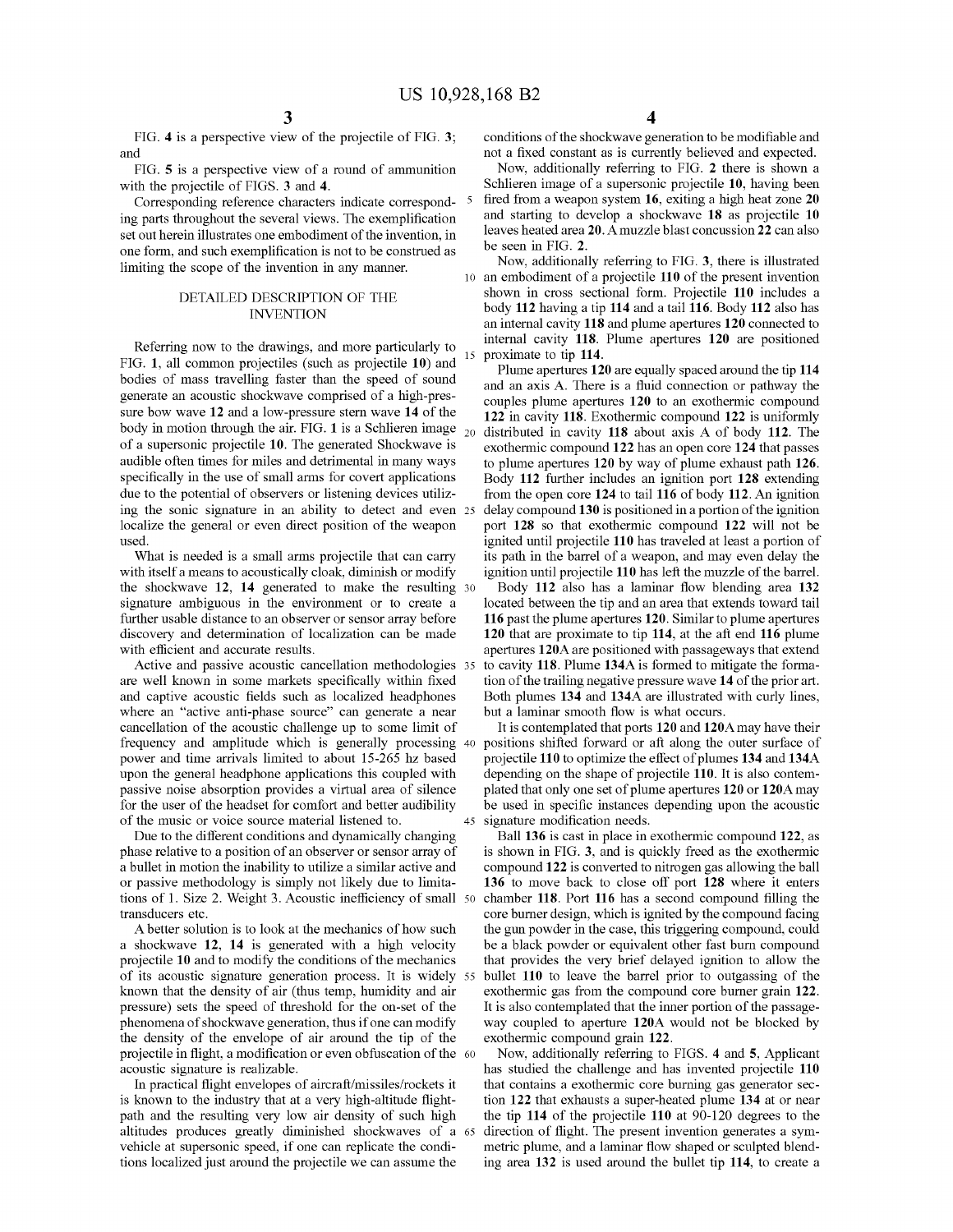FIG. **4** is a perspective view of the projectile of FIG. **3**; and

FIG. **5** is a perspective view of a round of ammunition with the projectile of FIGS. **3** and **4**.

Corresponding reference characters indicate corresponding parts throughout the several views. The exemplification set out herein illustrates one embodiment of the invention, in one form, and such exemplification is not to be construed as limiting the scope of the invention in any manner.

## DETAILED DESCRIPTION OF THE INVENTION

Referring now to the drawings, and more particularly to FIG. **1**, all common projectiles (such as projectile **10**) and bodies of mass travelling faster than the speed of sound generate an acoustic shockwave comprised of a high-pressure bow wave **12** and a low-pressure stern wave **14** of the body in motion through the air. FIG. **1** is a Schlieren image of a supersonic projectile **10**. The generated Shockwave is audible often times for miles and detrimental in many ways specifically in the use of small arms for covert applications due to the potential of observers or listening devices utilizing the sonic signature in an ability to detect and even localize the general or even direct position of the weapon used.

What is needed is a small arms projectile that can carry with itself a means to acoustically cloak, diminish or modify the shockwave **12**, **14** generated to make the resulting signature ambiguous in the environment or to create a further usable distance to an observer or sensor array before discovery and determination of localization can be made with efficient and accurate results.

Active and passive acoustic cancellation methodologies are well known in some markets specifically within fixed and captive acoustic fields such as localized headphones where an "active anti-phase source" can generate a near cancellation of the acoustic challenge up to some limit of frequency and amplitude which is generally processing power and time arrivals limited to about 15-265 hz based upon the general headphone applications this coupled with passive noise absorption provides a virtual area of silence for the user of the headset for comfort and better audibility of the music or voice source material listened to.

Due to the different conditions and dynamically changing phase relative to a position of an observer or sensor array of a bullet in motion the inability to utilize a similar active and or passive methodology is simply not likely due to limitations of 1. Size 2. Weight 3. Acoustic inefficiency of small transducers etc.

A better solution is to look at the mechanics of how such a shockwave **12**, **14** is generated with a high velocity projectile **10** and to modify the conditions of the mechanics of its acoustic signature generation process. It is widely known that the density of air (thus temp, humidity and air pressure) sets the speed of threshold for the on-set of the phenomena of shockwave generation, thus if one can modify the density of the envelope of air around the tip of the projectile in flight, a modification or even obfuscation of the acoustic signature is realizable.

In practical flight envelopes of aircraft/missiles/rockets it is known to the industry that at a very high-altitude flight-path and the resulting very low air density of such high altitudes produces greatly diminished shockwaves of a vehicle at supersonic speed, if one can replicate the conditions localized just around the projectile we can assume the conditions of the shockwave generation to be modifiable and not a fixed constant as is currently believed and expected.

Now, additionally referring to FIG. **2** there is shown a Schlieren image of a supersonic projectile **10**, having been fired from a weapon system **16**, exiting a high heat zone **20** and starting to develop a shockwave **18** as projectile **10** leaves heated area **20**. A muzzle blast concussion **22** can also be seen in FIG. **2**.

Now, additionally referring to FIG. **3**, there is illustrated an embodiment of a projectile **110** of the present invention shown in cross sectional form. Projectile **110** includes a body **112** having a tip **114** and a tail **116**. Body **112** also has an internal cavity **118** and plume apertures **120** connected to internal cavity **118**. Plume apertures **120** are positioned proximate to tip **114**.

Plume apertures **120** are equally spaced around the tip **114** and an axis A. There is a fluid connection or pathway the couples plume apertures **120** to an exothermic compound **122** in cavity **118**. Exothermic compound **122** is uniformly distributed in cavity **118** about axis A of body **112**. The exothermic compound **122** has an open core **124** that passes to plume apertures **120** by way of plume exhaust path **126**. Body **112** further includes an ignition port **128** extending from the open core **124** to tail **116** of body **112**. An ignition delay compound **130** is positioned in a portion of the ignition port **128** so that exothermic compound **122** will not be ignited until projectile **110** has traveled at least a portion of its path in the barrel of a weapon, and may even delay the ignition until projectile **110** has left the muzzle of the barrel.

Body **112** also has a laminar flow blending area **132** located between the tip and an area that extends toward tail **116** past the plume apertures **120**. Similar to plume apertures **120** that are proximate to tip **114**, at the aft end **116** plume apertures **120A** are positioned with passageways that extend to cavity **118**. Plume **134A** is formed to mitigate the formation of the trailing negative pressure wave **14** of the prior art. Both plumes **134** and **134A** are illustrated with curly lines, but a laminar smooth flow is what occurs.

It is contemplated that ports **120** and **120A** may have their positions shifted forward or aft along the outer surface of projectile **110** to optimize the effect of plumes **134** and **134A** depending on the shape of projectile **110**. It is also contemplated that only one set of plume apertures **120** or **120A** may be used in specific instances depending upon the acoustic signature modification needs.

Ball **136** is cast in place in exothermic compound **122**, as is shown in FIG. **3**, and is quickly freed as the exothermic compound **122** is converted to nitrogen gas allowing the ball **136** to move back to close off port **128** where it enters chamber **118**. Port **116** has a second compound filling the core burner design, which is ignited by the compound facing the gun powder in the case, this triggering compound, could be a black powder or equivalent other fast burn compound that provides the very brief delayed ignition to allow the bullet **110** to leave the barrel prior to outgassing of the exothermic gas from the compound core burner grain **122**. It is also contemplated that the inner portion of the passageway coupled to aperture **120A** would not be blocked by exothermic compound grain **122**.

Now, additionally referring to FIGS. **4** and **5**, Applicant has studied the challenge and has invented projectile **110** that contains a exothermic core burning gas generator section **122** that exhausts a super-heated plume **134** at or near the tip **114** of the projectile **110** at 90-120 degrees to the direction of flight. The present invention generates a symmetric plume, and a laminar flow shaped or sculpted blending area **132** is used around the bullet tip **114**, to create a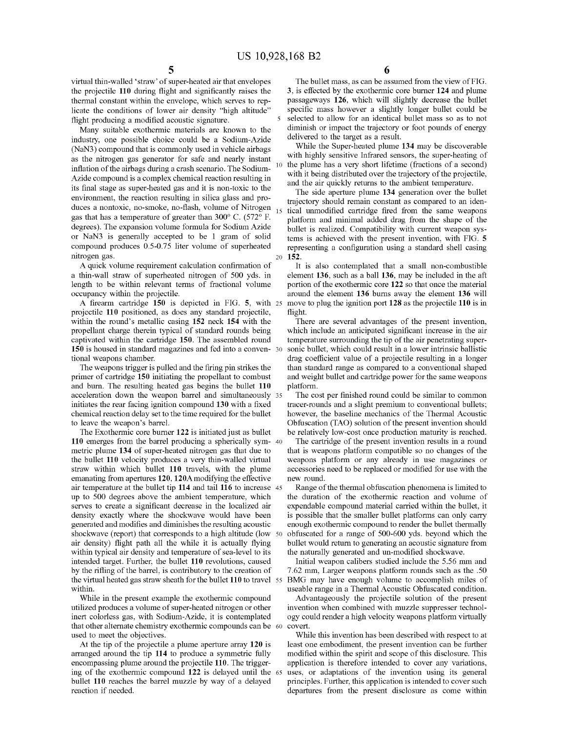virtual thin-walled 'straw' of super-heated air that envelopes the projectile 110 during flight and significantly raises the thermal constant within the envelope, which serves to replicate the conditions of lower air density "high altitude" flight producing a modified acoustic signature.

Many suitable exothermic materials are known to the industry, one possible choice could be a Sodium-Azide ($NaN_3$) compound that is commonly used in vehicle airbags as the nitrogen gas generator for safe and nearly instant inflation of the airbags during a crash scenario. The Sodium-Azide compound is a complex chemical reaction resulting in its final stage as super-heated gas and it is non-toxic to the environment, the reaction resulting in silica glass and produces a nontoxic, no-smoke, no-flash, volume of Nitrogen gas that has a temperature of greater than 300° C. (572° F. degrees). The expansion volume formula for Sodium Azide or $NaN_3$ is generally accepted to be 1 gram of solid compound produces 0.5-0.75 liter volume of superheated nitrogen gas.

A quick volume requirement calculation confirmation of a thin-wall straw of superheated nitrogen of 500 yds. in length to be within relevant terms of fractional volume occupancy within the projectile.

A firearm cartridge 150 is depicted in FIG. 5, with projectile 110 positioned, as does any standard projectile, within the round's metallic casing 152 neck 154 with the propellant charge therein typical of standard rounds being captivated within the cartridge 150. The assembled round 150 is housed in standard magazines and fed into a conventional weapons chamber.

The weapons trigger is pulled and the firing pin strikes the primer of cartridge 150 initiating the propellant to combust and burn. The resulting heated gas begins the bullet 110 acceleration down the weapon barrel and simultaneously initiates the rear facing ignition compound 130 with a fixed chemical reaction delay set to the time required for the bullet to leave the weapon's barrel.

The Exothermic core burner 122 is initiated just as bullet 110 emerges from the barrel producing a spherically symmetric plume 134 of super-heated nitrogen gas that due to the bullet 110 velocity produces a very thin-walled virtual straw within which bullet 110 travels, with the plume emanating from apertures 120, 120A modifying the effective air temperature at the bullet tip 114 and tail 116 to increase up to 500 degrees above the ambient temperature, which serves to create a significant decrease in the localized air density exactly where the shockwave would have been generated and modifies and diminishes the resulting acoustic shockwave (report) that corresponds to a high altitude (low air density) flight path all the while it is actually flying within typical air density and temperature of sea-level to its intended target. Further, the bullet 110 revolutions, caused by the rifling of the barrel, is contributory to the creation of the virtual heated gas straw sheath for the bullet 110 to travel within.

While in the present example the exothermic compound utilized produces a volume of super-heated nitrogen or other inert colorless gas, with Sodium-Azide, it is contemplated that other alternate chemistry exothermic compounds can be used to meet the objectives.

At the tip of the projectile a plume aperture array 120 is arranged around the tip 114 to produce a symmetric fully encompassing plume around the projectile 110. The triggering of the exothermic compound 122 is delayed until the bullet 110 reaches the barrel muzzle by way of a delayed reaction if needed.

The bullet mass, as can be assumed from the view of FIG. 3, is effected by the exothermic core burner 124 and plume passageways 126, which will slightly decrease the bullet specific mass however a slightly longer bullet could be selected to allow for an identical bullet mass so as to not diminish or impact the trajectory or foot pounds of energy delivered to the target as a result.

While the Super-heated plume 134 may be discoverable with highly sensitive Infrared sensors, the super-heating of the plume has a very short lifetime (fractions of a second) with it being distributed over the trajectory of the projectile, and the air quickly returns to the ambient temperature.

The side aperture plume 134 generation over the bullet trajectory should remain constant as compared to an identical unmodified cartridge fired from the same weapons platform and minimal added drag from the shape of the bullet is realized. Compatibility with current weapon systems is achieved with the present invention, with FIG. 5 representing a configuration using a standard shell casing 152.

It is also contemplated that a small non-combustible element 136, such as a ball 136, may be included in the aft portion of the exothermic core 122 so that once the material around the element 136 burns away the element 136 will move to plug the ignition port 128 as the projectile 110 is in flight.

There are several advantages of the present invention, which include an anticipated significant increase in the air temperature surrounding the tip of the air penetrating supersonic bullet, which could result in a lower intrinsic ballistic drag coefficient value of a projectile resulting in a longer than standard range as compared to a conventional shaped and weight bullet and cartridge power for the same weapons platform.

The cost per finished round could be similar to common tracer-rounds and a slight premium to conventional bullets; however, the baseline mechanics of the Thermal Acoustic Obfuscation (TAO) solution of the present invention should be relatively low-cost once production maturity is reached.

The cartridge of the present invention results in a round that is weapons platform compatible so no changes of the weapons platform or any already in use magazines or accessories need to be replaced or modified for use with the new round.

Range of the thermal obfuscation phenomena is limited to the duration of the exothermic reaction and volume of expendable compound material carried within the bullet, it is possible that the smaller bullet platforms can only carry enough exothermic compound to render the bullet thermally obfuscated for a range of 500-600 yds. beyond which the bullet would return to generating an acoustic signature from the naturally generated and un-modified shockwave.

Initial weapon calibers studied include the 5.56 mm and 7.62 mm, Larger weapons platform rounds such as the .50 BMG may have enough volume to accomplish miles of useable range in a Thermal Acoustic Obfuscated condition.

Advantageously the projectile solution of the present invention when combined with muzzle suppresser technology could render a high velocity weapons platform virtually covert.

While this invention has been described with respect to at least one embodiment, the present invention can be further modified within the spirit and scope of this disclosure. This application is therefore intended to cover any variations, uses, or adaptations of the invention using its general principles. Further, this application is intended to cover such departures from the present disclosure as come within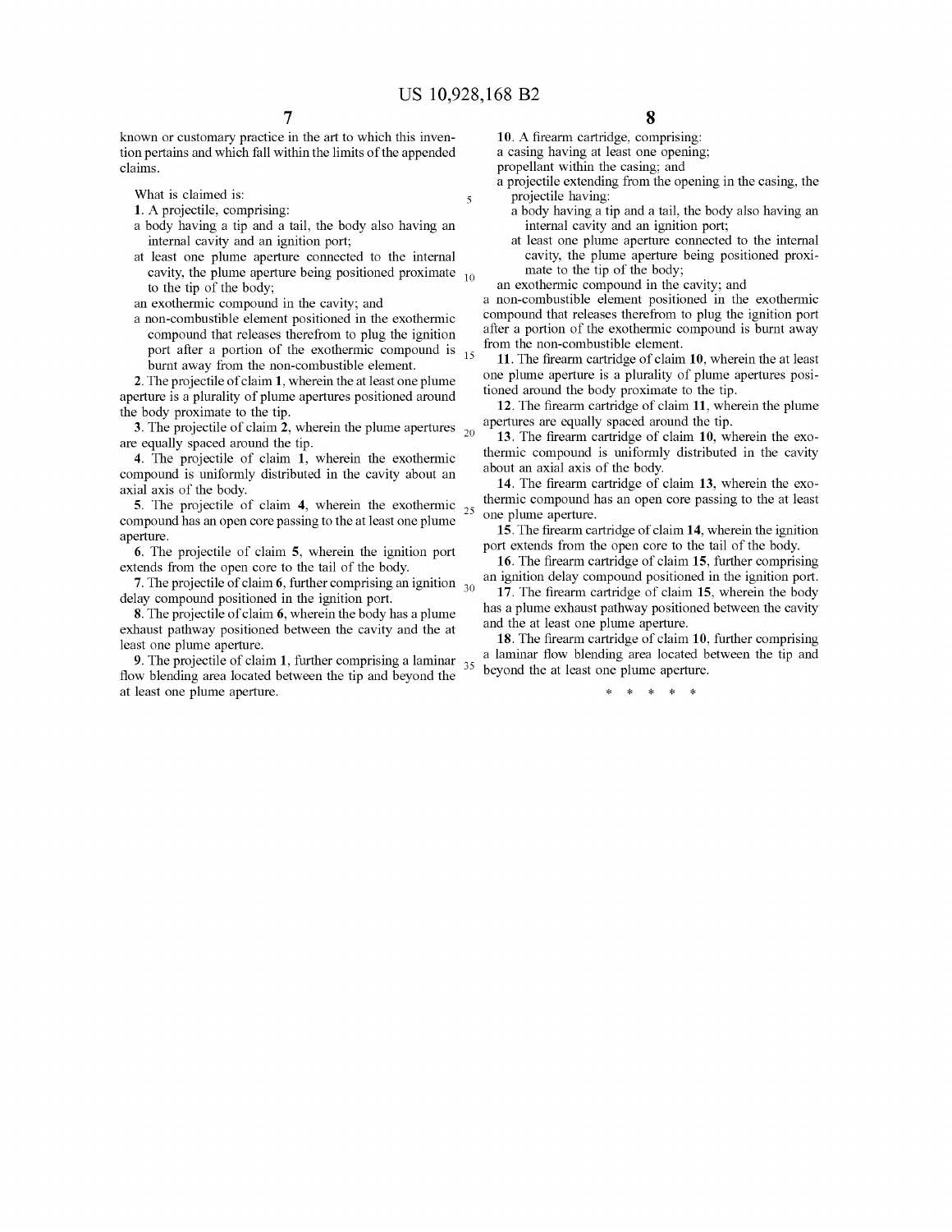known or customary practice in the art to which this invention pertains and which fall within the limits of the appended claims.

What is claimed is:

1. A projectile, comprising:
   a body having a tip and a tail, the body also having an internal cavity and an ignition port;
   at least one plume aperture connected to the internal cavity, the plume aperture being positioned proximate to the tip of the body;
   an exothermic compound in the cavity; and
   a non-combustible element positioned in the exothermic compound that releases therefrom to plug the ignition port after a portion of the exothermic compound is burnt away from the non-combustible element.

2. The projectile of claim 1, wherein the at least one plume aperture is a plurality of plume apertures positioned around the body proximate to the tip.

3. The projectile of claim 2, wherein the plume apertures are equally spaced around the tip.

4. The projectile of claim 1, wherein the exothermic compound is uniformly distributed in the cavity about an axial axis of the body.

5. The projectile of claim 4, wherein the exothermic compound has an open core passing to the at least one plume aperture.

6. The projectile of claim 5, wherein the ignition port extends from the open core to the tail of the body.

7. The projectile of claim 6, further comprising an ignition delay compound positioned in the ignition port.

8. The projectile of claim 6, wherein the body has a plume exhaust pathway positioned between the cavity and the at least one plume aperture.

9. The projectile of claim 1, further comprising a laminar flow blending area located between the tip and beyond the at least one plume aperture.

10. A firearm cartridge, comprising:
    a casing having at least one opening;
    propellant within the casing; and
    a projectile extending from the opening in the casing, the projectile having:
    a body having a tip and a tail, the body also having an internal cavity and an ignition port;
    at least one plume aperture connected to the internal cavity, the plume aperture being positioned proximate to the tip of the body;
    an exothermic compound in the cavity; and
    a non-combustible element positioned in the exothermic compound that releases therefrom to plug the ignition port after a portion of the exothermic compound is burnt away from the non-combustible element.

11. The firearm cartridge of claim 10, wherein the at least one plume aperture is a plurality of plume apertures positioned around the body proximate to the tip.

12. The firearm cartridge of claim 11, wherein the plume apertures are equally spaced around the tip.

13. The firearm cartridge of claim 10, wherein the exothermic compound is uniformly distributed in the cavity about an axial axis of the body.

14. The firearm cartridge of claim 13, wherein the exothermic compound has an open core passing to the at least one plume aperture.

15. The firearm cartridge of claim 14, wherein the ignition port extends from the open core to the tail of the body.

16. The firearm cartridge of claim 15, further comprising an ignition delay compound positioned in the ignition port.

17. The firearm cartridge of claim 15, wherein the body has a plume exhaust pathway positioned between the cavity and the at least one plume aperture.

18. The firearm cartridge of claim 10, further comprising a laminar flow blending area located between the tip and beyond the at least one plume aperture.

* * * * *